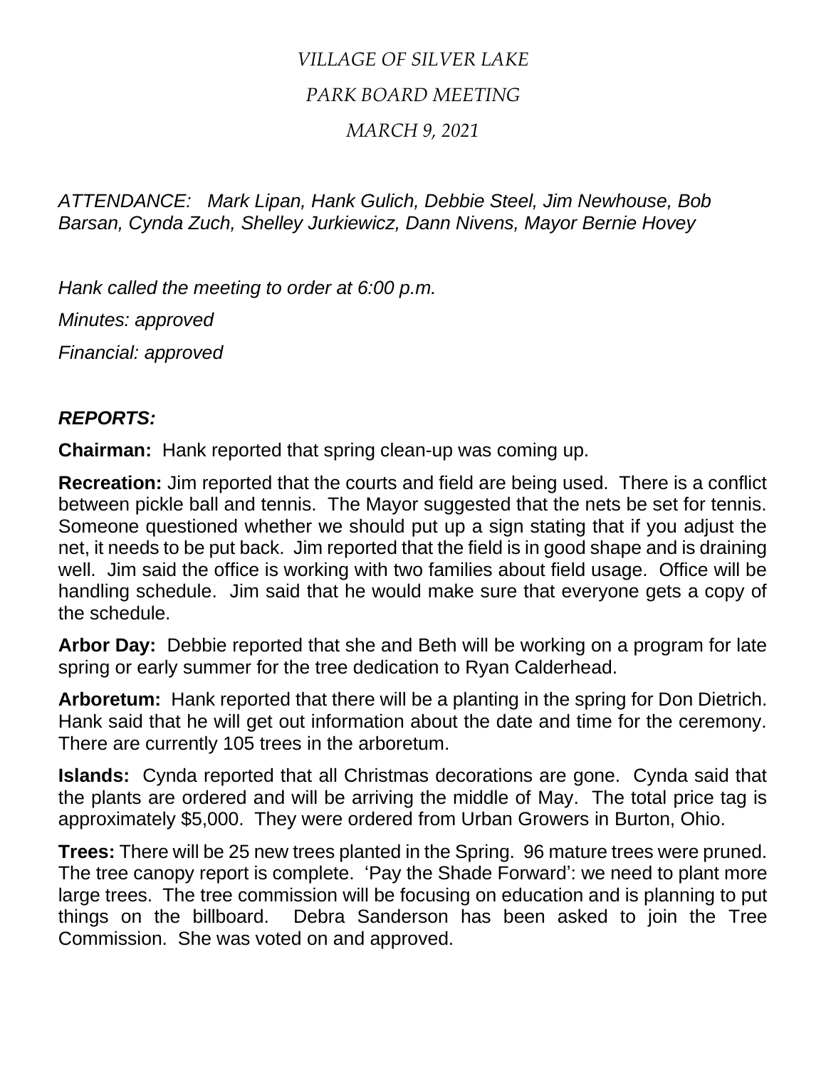# *VILLAGE OF SILVER LAKE*

## *PARK BOARD MEETING*

### *MARCH 9, 2021*

*ATTENDANCE: Mark Lipan, Hank Gulich, Debbie Steel, Jim Newhouse, Bob Barsan, Cynda Zuch, Shelley Jurkiewicz, Dann Nivens, Mayor Bernie Hovey*

*Hank called the meeting to order at 6:00 p.m.*

*Minutes: approved*

*Financial: approved*

***REPORTS:***

**Chairman:** Hank reported that spring clean-up was coming up.

**Recreation:** Jim reported that the courts and field are being used. There is a conflict between pickle ball and tennis. The Mayor suggested that the nets be set for tennis. Someone questioned whether we should put up a sign stating that if you adjust the net, it needs to be put back. Jim reported that the field is in good shape and is draining well. Jim said the office is working with two families about field usage. Office will be handling schedule. Jim said that he would make sure that everyone gets a copy of the schedule.

**Arbor Day:** Debbie reported that she and Beth will be working on a program for late spring or early summer for the tree dedication to Ryan Calderhead.

**Arboretum:** Hank reported that there will be a planting in the spring for Don Dietrich. Hank said that he will get out information about the date and time for the ceremony. There are currently 105 trees in the arboretum.

**Islands:** Cynda reported that all Christmas decorations are gone. Cynda said that the plants are ordered and will be arriving the middle of May. The total price tag is approximately $5,000. They were ordered from Urban Growers in Burton, Ohio.

**Trees:** There will be 25 new trees planted in the Spring. 96 mature trees were pruned. The tree canopy report is complete. 'Pay the Shade Forward': we need to plant more large trees. The tree commission will be focusing on education and is planning to put things on the billboard. Debra Sanderson has been asked to join the Tree Commission. She was voted on and approved.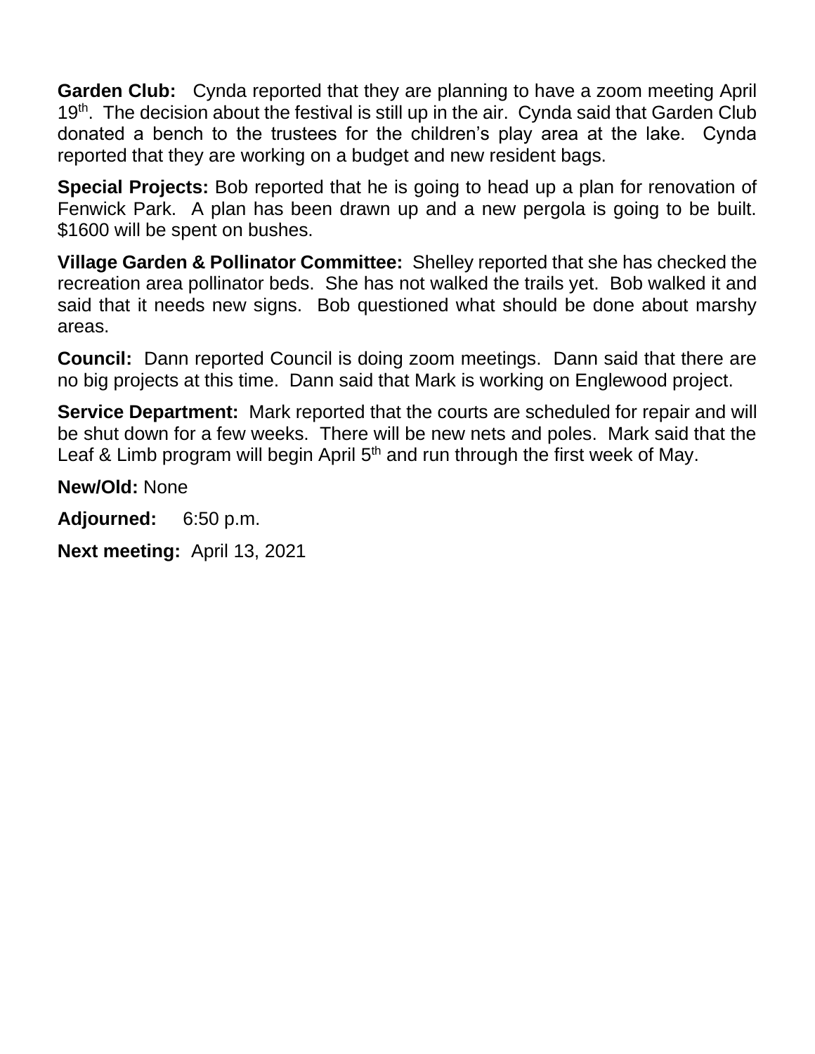**Garden Club:** Cynda reported that they are planning to have a zoom meeting April 19th. The decision about the festival is still up in the air. Cynda said that Garden Club donated a bench to the trustees for the children's play area at the lake. Cynda reported that they are working on a budget and new resident bags.

**Special Projects:** Bob reported that he is going to head up a plan for renovation of Fenwick Park. A plan has been drawn up and a new pergola is going to be built. $1600 will be spent on bushes.

**Village Garden & Pollinator Committee:** Shelley reported that she has checked the recreation area pollinator beds. She has not walked the trails yet. Bob walked it and said that it needs new signs. Bob questioned what should be done about marshy areas.

**Council:** Dann reported Council is doing zoom meetings. Dann said that there are no big projects at this time. Dann said that Mark is working on Englewood project.

**Service Department:** Mark reported that the courts are scheduled for repair and will be shut down for a few weeks. There will be new nets and poles. Mark said that the Leaf & Limb program will begin April 5th and run through the first week of May.

**New/Old:** None

**Adjourned:** 6:50 p.m.

**Next meeting:** April 13, 2021